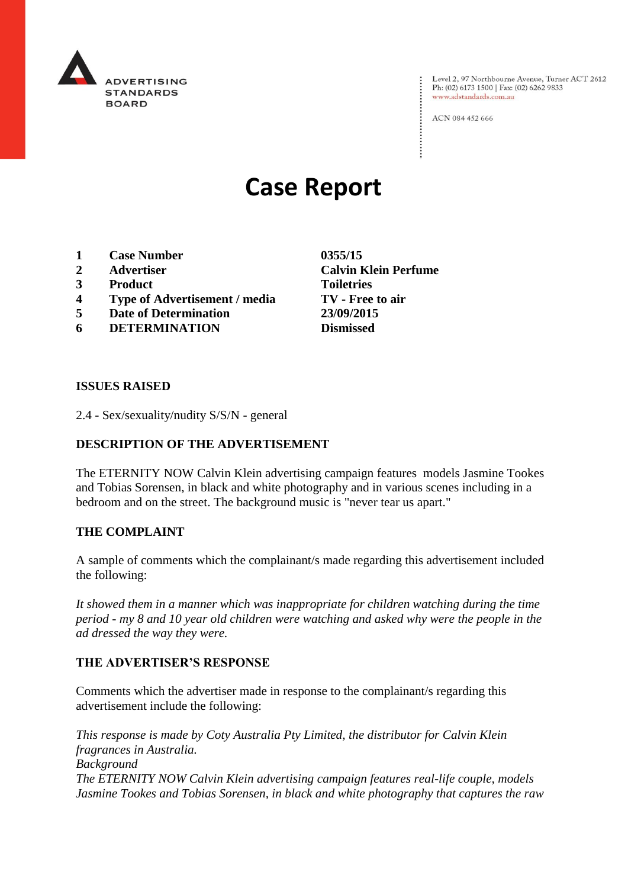ADVERTISING STANDARDS BOARD

Level 2, 97 Northbourne Avenue, Turner ACT 2612
Ph: (02) 6173 1500 | Fax: (02) 6262 9833
www.adstandards.com.au

ACN 084 452 666

# Case Report

| | | |
|---|---|---|
| **1** | **Case Number** | **0355/15** |
| **2** | **Advertiser** | **Calvin Klein Perfume** |
| **3** | **Product** | **Toiletries** |
| **4** | **Type of Advertisement / media** | **TV - Free to air** |
| **5** | **Date of Determination** | **23/09/2015** |
| **6** | **DETERMINATION** | **Dismissed** |

**ISSUES RAISED**

2.4 - Sex/sexuality/nudity S/S/N - general

**DESCRIPTION OF THE ADVERTISEMENT**

The ETERNITY NOW Calvin Klein advertising campaign features models Jasmine Tookes and Tobias Sorensen, in black and white photography and in various scenes including in a bedroom and on the street. The background music is "never tear us apart."

**THE COMPLAINT**

A sample of comments which the complainant/s made regarding this advertisement included the following:

*It showed them in a manner which was inappropriate for children watching during the time period - my 8 and 10 year old children were watching and asked why were the people in the ad dressed the way they were.*

**THE ADVERTISER'S RESPONSE**

Comments which the advertiser made in response to the complainant/s regarding this advertisement include the following:

*This response is made by Coty Australia Pty Limited, the distributor for Calvin Klein fragrances in Australia.*
*Background*
*The ETERNITY NOW Calvin Klein advertising campaign features real-life couple, models Jasmine Tookes and Tobias Sorensen, in black and white photography that captures the raw*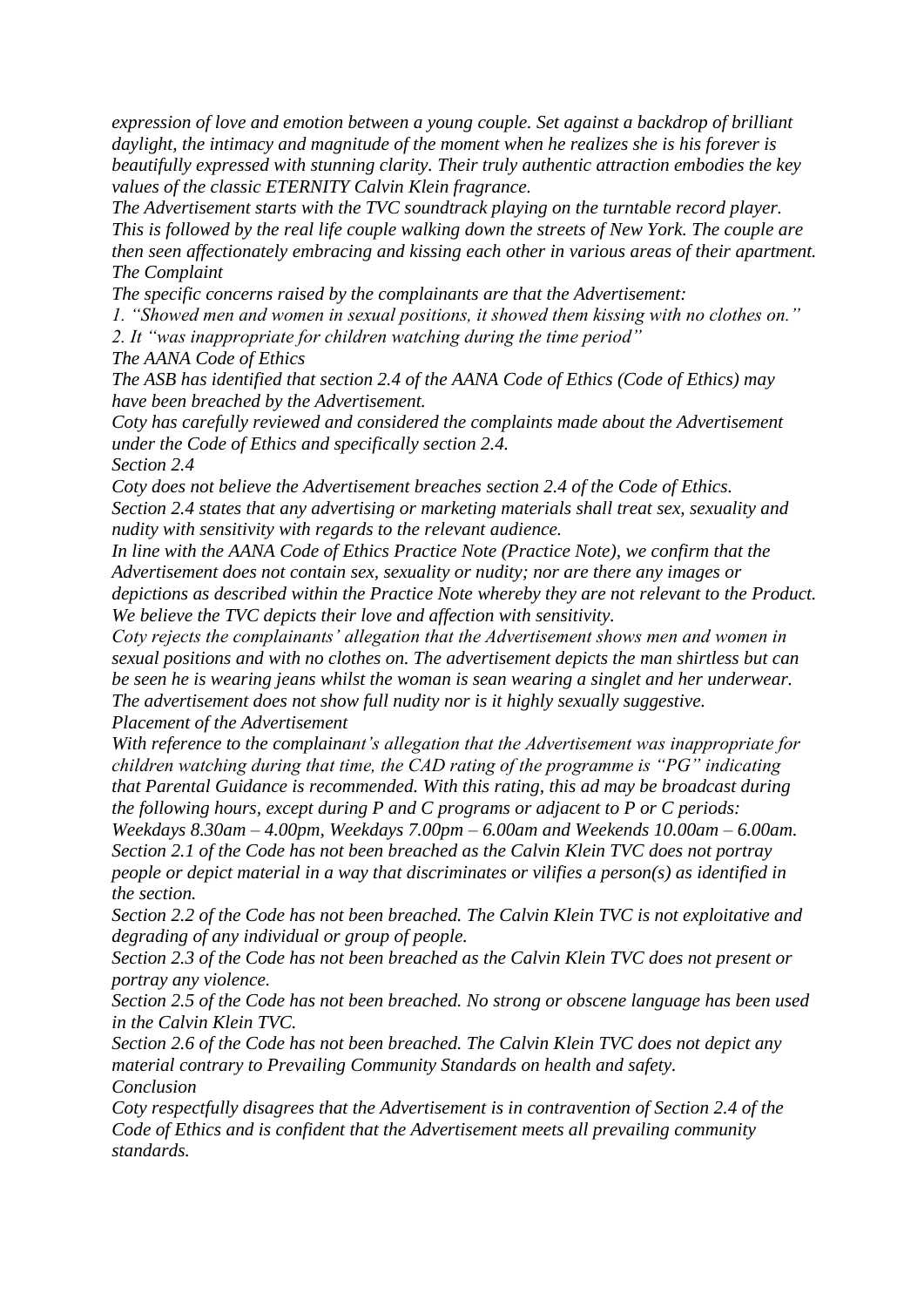*expression of love and emotion between a young couple. Set against a backdrop of brilliant daylight, the intimacy and magnitude of the moment when he realizes she is his forever is beautifully expressed with stunning clarity. Their truly authentic attraction embodies the key values of the classic ETERNITY Calvin Klein fragrance.*

*The Advertisement starts with the TVC soundtrack playing on the turntable record player. This is followed by the real life couple walking down the streets of New York. The couple are then seen affectionately embracing and kissing each other in various areas of their apartment.*

*The Complaint*

*The specific concerns raised by the complainants are that the Advertisement:*

*1. "Showed men and women in sexual positions, it showed them kissing with no clothes on."*

*2. It "was inappropriate for children watching during the time period"*

*The AANA Code of Ethics*

*The ASB has identified that section 2.4 of the AANA Code of Ethics (Code of Ethics) may have been breached by the Advertisement.*

*Coty has carefully reviewed and considered the complaints made about the Advertisement under the Code of Ethics and specifically section 2.4.*

*Section 2.4*

*Coty does not believe the Advertisement breaches section 2.4 of the Code of Ethics.*

*Section 2.4 states that any advertising or marketing materials shall treat sex, sexuality and nudity with sensitivity with regards to the relevant audience.*

*In line with the AANA Code of Ethics Practice Note (Practice Note), we confirm that the Advertisement does not contain sex, sexuality or nudity; nor are there any images or depictions as described within the Practice Note whereby they are not relevant to the Product. We believe the TVC depicts their love and affection with sensitivity.*

*Coty rejects the complainants' allegation that the Advertisement shows men and women in sexual positions and with no clothes on. The advertisement depicts the man shirtless but can be seen he is wearing jeans whilst the woman is sean wearing a singlet and her underwear. The advertisement does not show full nudity nor is it highly sexually suggestive.*

*Placement of the Advertisement*

*With reference to the complainant's allegation that the Advertisement was inappropriate for children watching during that time, the CAD rating of the programme is "PG" indicating that Parental Guidance is recommended. With this rating, this ad may be broadcast during the following hours, except during P and C programs or adjacent to P or C periods: Weekdays 8.30am – 4.00pm, Weekdays 7.00pm – 6.00am and Weekends 10.00am – 6.00am.*

*Section 2.1 of the Code has not been breached as the Calvin Klein TVC does not portray people or depict material in a way that discriminates or vilifies a person(s) as identified in the section.*

*Section 2.2 of the Code has not been breached. The Calvin Klein TVC is not exploitative and degrading of any individual or group of people.*

*Section 2.3 of the Code has not been breached as the Calvin Klein TVC does not present or portray any violence.*

*Section 2.5 of the Code has not been breached. No strong or obscene language has been used in the Calvin Klein TVC.*

*Section 2.6 of the Code has not been breached. The Calvin Klein TVC does not depict any material contrary to Prevailing Community Standards on health and safety.*

*Conclusion*

*Coty respectfully disagrees that the Advertisement is in contravention of Section 2.4 of the Code of Ethics and is confident that the Advertisement meets all prevailing community standards.*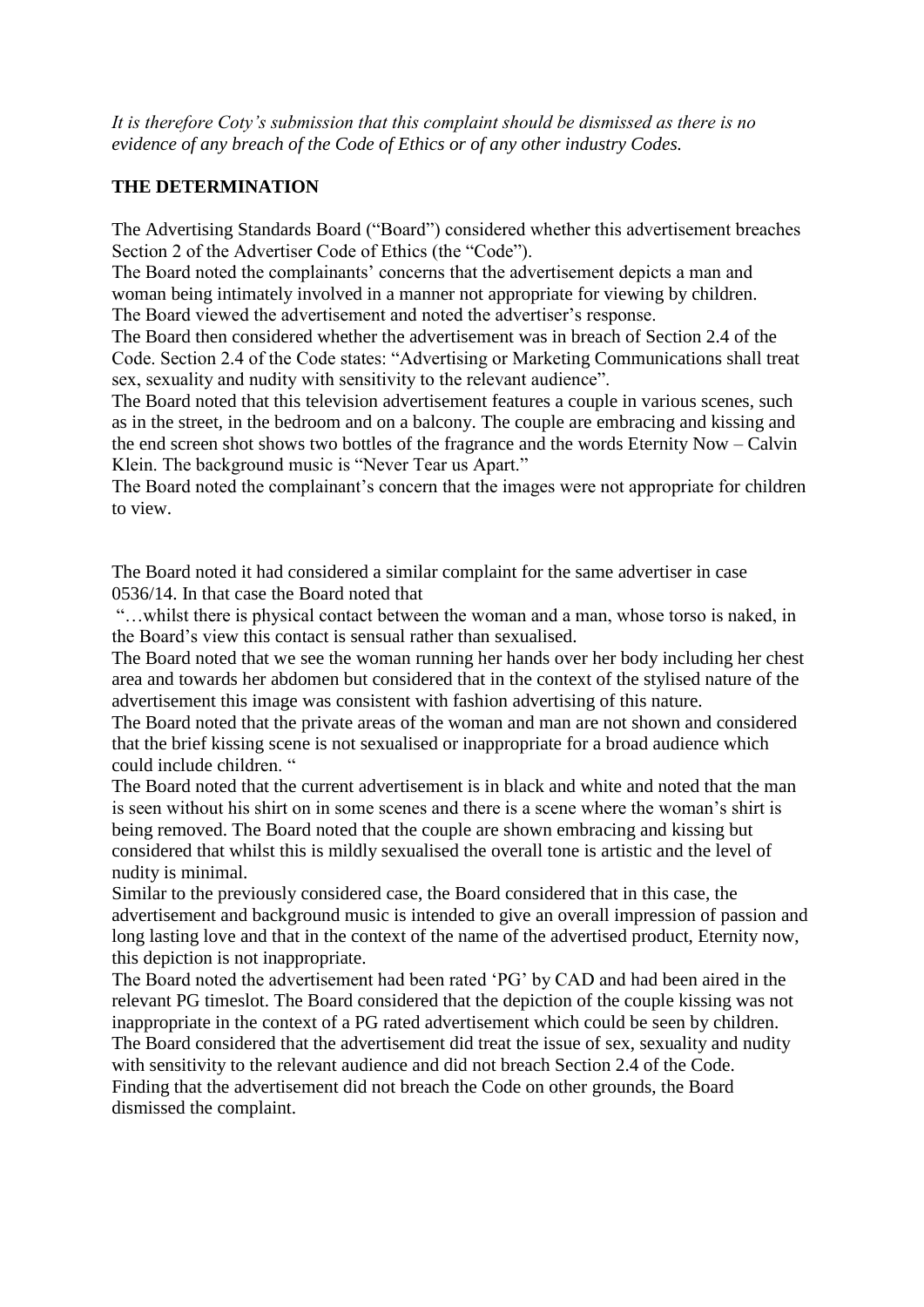*It is therefore Coty's submission that this complaint should be dismissed as there is no evidence of any breach of the Code of Ethics or of any other industry Codes.*

**THE DETERMINATION**

The Advertising Standards Board ("Board") considered whether this advertisement breaches Section 2 of the Advertiser Code of Ethics (the "Code").

The Board noted the complainants' concerns that the advertisement depicts a man and woman being intimately involved in a manner not appropriate for viewing by children.

The Board viewed the advertisement and noted the advertiser's response.

The Board then considered whether the advertisement was in breach of Section 2.4 of the Code. Section 2.4 of the Code states: "Advertising or Marketing Communications shall treat sex, sexuality and nudity with sensitivity to the relevant audience".

The Board noted that this television advertisement features a couple in various scenes, such as in the street, in the bedroom and on a balcony. The couple are embracing and kissing and the end screen shot shows two bottles of the fragrance and the words Eternity Now – Calvin Klein. The background music is "Never Tear us Apart."

The Board noted the complainant's concern that the images were not appropriate for children to view.

The Board noted it had considered a similar complaint for the same advertiser in case 0536/14. In that case the Board noted that

"…whilst there is physical contact between the woman and a man, whose torso is naked, in the Board's view this contact is sensual rather than sexualised.

The Board noted that we see the woman running her hands over her body including her chest area and towards her abdomen but considered that in the context of the stylised nature of the advertisement this image was consistent with fashion advertising of this nature.

The Board noted that the private areas of the woman and man are not shown and considered that the brief kissing scene is not sexualised or inappropriate for a broad audience which could include children. "

The Board noted that the current advertisement is in black and white and noted that the man is seen without his shirt on in some scenes and there is a scene where the woman's shirt is being removed. The Board noted that the couple are shown embracing and kissing but considered that whilst this is mildly sexualised the overall tone is artistic and the level of nudity is minimal.

Similar to the previously considered case, the Board considered that in this case, the advertisement and background music is intended to give an overall impression of passion and long lasting love and that in the context of the name of the advertised product, Eternity now, this depiction is not inappropriate.

The Board noted the advertisement had been rated 'PG' by CAD and had been aired in the relevant PG timeslot. The Board considered that the depiction of the couple kissing was not inappropriate in the context of a PG rated advertisement which could be seen by children.

The Board considered that the advertisement did treat the issue of sex, sexuality and nudity with sensitivity to the relevant audience and did not breach Section 2.4 of the Code.

Finding that the advertisement did not breach the Code on other grounds, the Board dismissed the complaint.